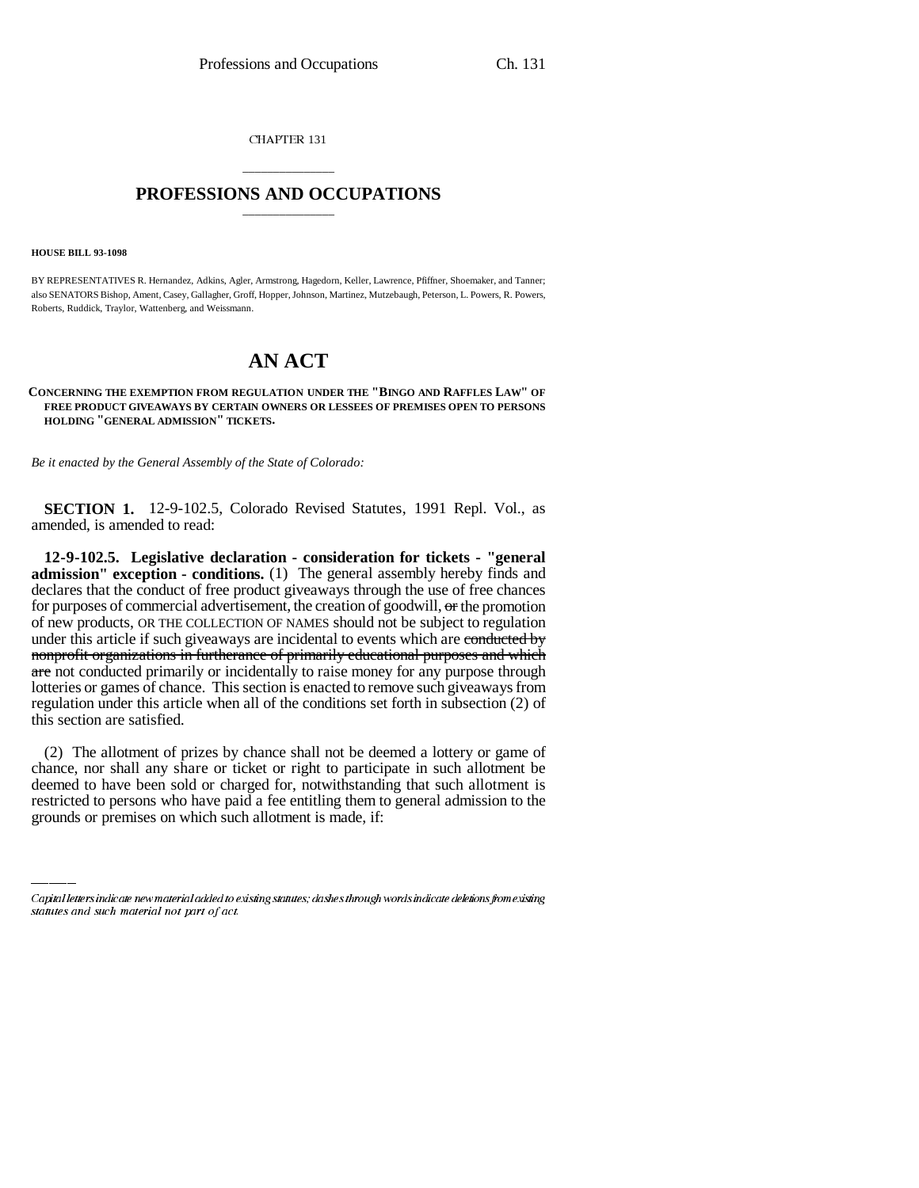CHAPTER 131

# PROFESSIONS AND OCCUPATIONS

**HOUSE BILL 93-1098**

BY REPRESENTATIVES R. Hernandez, Adkins, Agler, Armstrong, Hagedorn, Keller, Lawrence, Pfiffner, Shoemaker, and Tanner; also SENATORS Bishop, Ament, Casey, Gallagher, Groff, Hopper, Johnson, Martinez, Mutzebaugh, Peterson, L. Powers, R. Powers, Roberts, Ruddick, Traylor, Wattenberg, and Weissmann.

# AN ACT

**CONCERNING THE EXEMPTION FROM REGULATION UNDER THE "BINGO AND RAFFLES LAW" OF FREE PRODUCT GIVEAWAYS BY CERTAIN OWNERS OR LESSEES OF PREMISES OPEN TO PERSONS HOLDING "GENERAL ADMISSION" TICKETS.**

*Be it enacted by the General Assembly of the State of Colorado:*

**SECTION 1.** 12-9-102.5, Colorado Revised Statutes, 1991 Repl. Vol., as amended, is amended to read:

**12-9-102.5. Legislative declaration - consideration for tickets - "general admission" exception - conditions.** (1) The general assembly hereby finds and declares that the conduct of free product giveaways through the use of free chances for purposes of commercial advertisement, the creation of goodwill, ~~or~~ the promotion of new products, OR THE COLLECTION OF NAMES should not be subject to regulation under this article if such giveaways are incidental to events which are ~~conducted by nonprofit organizations in furtherance of primarily educational purposes and which are~~ not conducted primarily or incidentally to raise money for any purpose through lotteries or games of chance. This section is enacted to remove such giveaways from regulation under this article when all of the conditions set forth in subsection (2) of this section are satisfied.

(2) The allotment of prizes by chance shall not be deemed a lottery or game of chance, nor shall any share or ticket or right to participate in such allotment be deemed to have been sold or charged for, notwithstanding that such allotment is restricted to persons who have paid a fee entitling them to general admission to the grounds or premises on which such allotment is made, if:

Capital letters indicate new material added to existing statutes; dashes through words indicate deletions from existing statutes and such material not part of act.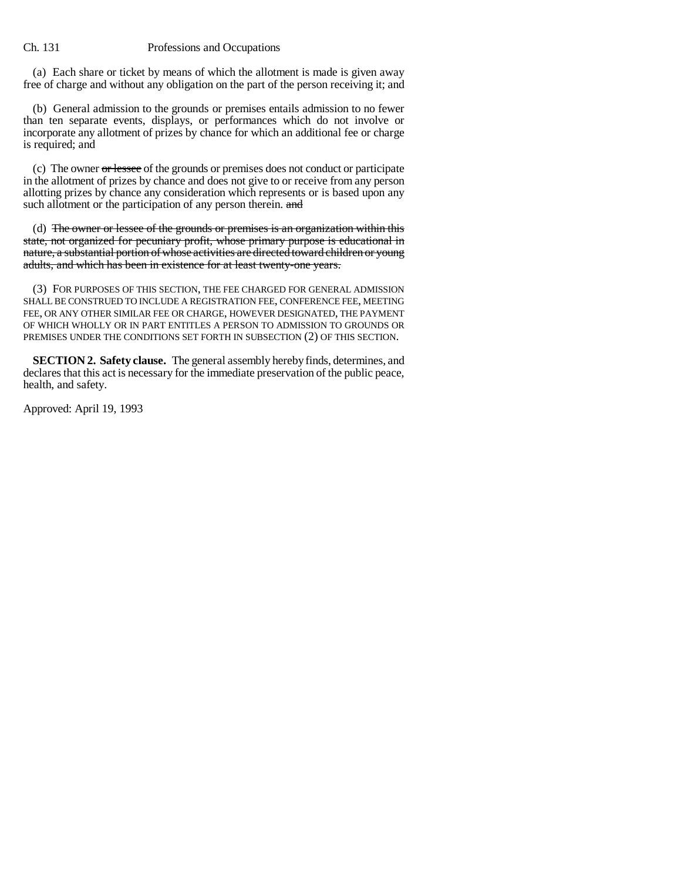(a) Each share or ticket by means of which the allotment is made is given away free of charge and without any obligation on the part of the person receiving it; and

(b) General admission to the grounds or premises entails admission to no fewer than ten separate events, displays, or performances which do not involve or incorporate any allotment of prizes by chance for which an additional fee or charge is required; and

(c) The owner ~~or lessee~~ of the grounds or premises does not conduct or participate in the allotment of prizes by chance and does not give to or receive from any person allotting prizes by chance any consideration which represents or is based upon any such allotment or the participation of any person therein. ~~and~~

(d) ~~The owner or lessee of the grounds or premises is an organization within this state, not organized for pecuniary profit, whose primary purpose is educational in nature, a substantial portion of whose activities are directed toward children or young adults, and which has been in existence for at least twenty-one years.~~

(3) FOR PURPOSES OF THIS SECTION, THE FEE CHARGED FOR GENERAL ADMISSION SHALL BE CONSTRUED TO INCLUDE A REGISTRATION FEE, CONFERENCE FEE, MEETING FEE, OR ANY OTHER SIMILAR FEE OR CHARGE, HOWEVER DESIGNATED, THE PAYMENT OF WHICH WHOLLY OR IN PART ENTITLES A PERSON TO ADMISSION TO GROUNDS OR PREMISES UNDER THE CONDITIONS SET FORTH IN SUBSECTION (2) OF THIS SECTION.

**SECTION 2. Safety clause.** The general assembly hereby finds, determines, and declares that this act is necessary for the immediate preservation of the public peace, health, and safety.

Approved: April 19, 1993